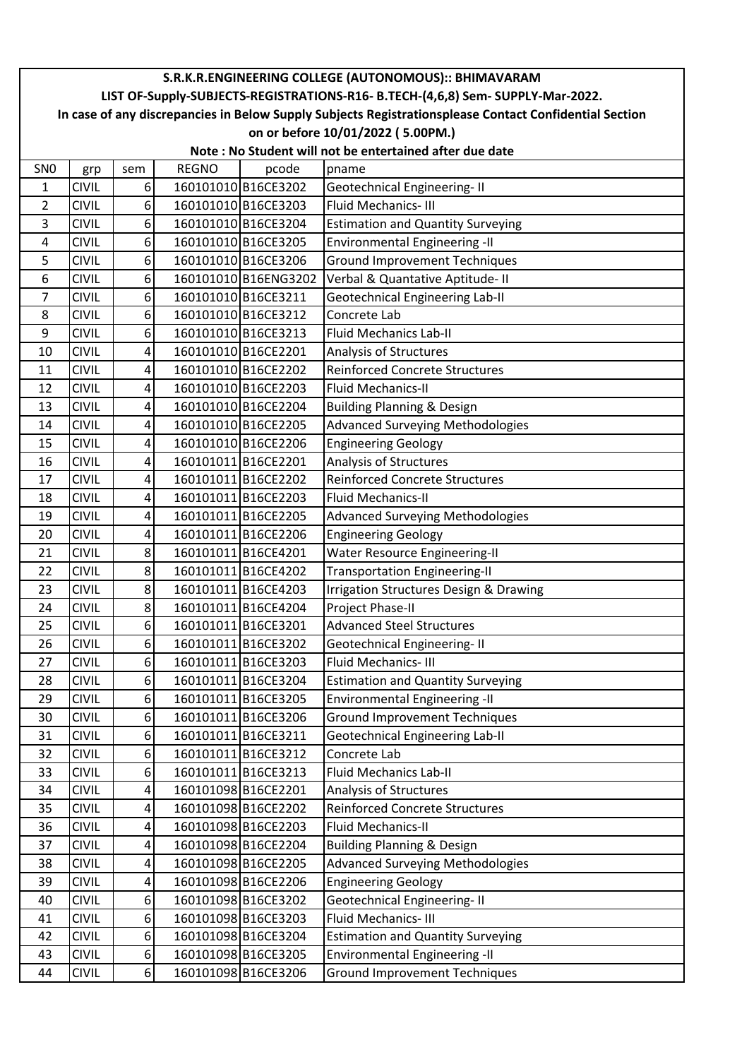# S.R.K.R.ENGINEERING COLLEGE (AUTONOMOUS):: BHIMAVARAM

## LIST OF-Supply-SUBJECTS-REGISTRATIONS-R16- B.TECH-(4,6,8) Sem- SUPPLY-Mar-2022.

**In case of any discrepancies in Below Supply Subjects Registrationsplease Contact Confidential Section on or before 10/01/2022 ( 5.00PM.)**

**Note : No Student will not be entertained after due date**

| SN0 | grp | sem | REGNO | pcode | pname |
|---|---|---|---|---|---|
| 1 | CIVIL | 6 | 160101010 | B16CE3202 | Geotechnical Engineering- II |
| 2 | CIVIL | 6 | 160101010 | B16CE3203 | Fluid Mechanics- III |
| 3 | CIVIL | 6 | 160101010 | B16CE3204 | Estimation and Quantity Surveying |
| 4 | CIVIL | 6 | 160101010 | B16CE3205 | Environmental Engineering -II |
| 5 | CIVIL | 6 | 160101010 | B16CE3206 | Ground Improvement Techniques |
| 6 | CIVIL | 6 | 160101010 | B16ENG3202 | Verbal & Quantative Aptitude- II |
| 7 | CIVIL | 6 | 160101010 | B16CE3211 | Geotechnical Engineering Lab-II |
| 8 | CIVIL | 6 | 160101010 | B16CE3212 | Concrete Lab |
| 9 | CIVIL | 6 | 160101010 | B16CE3213 | Fluid Mechanics Lab-II |
| 10 | CIVIL | 4 | 160101010 | B16CE2201 | Analysis of Structures |
| 11 | CIVIL | 4 | 160101010 | B16CE2202 | Reinforced Concrete Structures |
| 12 | CIVIL | 4 | 160101010 | B16CE2203 | Fluid Mechanics-II |
| 13 | CIVIL | 4 | 160101010 | B16CE2204 | Building Planning & Design |
| 14 | CIVIL | 4 | 160101010 | B16CE2205 | Advanced Surveying Methodologies |
| 15 | CIVIL | 4 | 160101010 | B16CE2206 | Engineering Geology |
| 16 | CIVIL | 4 | 160101011 | B16CE2201 | Analysis of Structures |
| 17 | CIVIL | 4 | 160101011 | B16CE2202 | Reinforced Concrete Structures |
| 18 | CIVIL | 4 | 160101011 | B16CE2203 | Fluid Mechanics-II |
| 19 | CIVIL | 4 | 160101011 | B16CE2205 | Advanced Surveying Methodologies |
| 20 | CIVIL | 4 | 160101011 | B16CE2206 | Engineering Geology |
| 21 | CIVIL | 8 | 160101011 | B16CE4201 | Water Resource Engineering-II |
| 22 | CIVIL | 8 | 160101011 | B16CE4202 | Transportation Engineering-II |
| 23 | CIVIL | 8 | 160101011 | B16CE4203 | Irrigation Structures Design & Drawing |
| 24 | CIVIL | 8 | 160101011 | B16CE4204 | Project Phase-II |
| 25 | CIVIL | 6 | 160101011 | B16CE3201 | Advanced Steel Structures |
| 26 | CIVIL | 6 | 160101011 | B16CE3202 | Geotechnical Engineering- II |
| 27 | CIVIL | 6 | 160101011 | B16CE3203 | Fluid Mechanics- III |
| 28 | CIVIL | 6 | 160101011 | B16CE3204 | Estimation and Quantity Surveying |
| 29 | CIVIL | 6 | 160101011 | B16CE3205 | Environmental Engineering -II |
| 30 | CIVIL | 6 | 160101011 | B16CE3206 | Ground Improvement Techniques |
| 31 | CIVIL | 6 | 160101011 | B16CE3211 | Geotechnical Engineering Lab-II |
| 32 | CIVIL | 6 | 160101011 | B16CE3212 | Concrete Lab |
| 33 | CIVIL | 6 | 160101011 | B16CE3213 | Fluid Mechanics Lab-II |
| 34 | CIVIL | 4 | 160101098 | B16CE2201 | Analysis of Structures |
| 35 | CIVIL | 4 | 160101098 | B16CE2202 | Reinforced Concrete Structures |
| 36 | CIVIL | 4 | 160101098 | B16CE2203 | Fluid Mechanics-II |
| 37 | CIVIL | 4 | 160101098 | B16CE2204 | Building Planning & Design |
| 38 | CIVIL | 4 | 160101098 | B16CE2205 | Advanced Surveying Methodologies |
| 39 | CIVIL | 4 | 160101098 | B16CE2206 | Engineering Geology |
| 40 | CIVIL | 6 | 160101098 | B16CE3202 | Geotechnical Engineering- II |
| 41 | CIVIL | 6 | 160101098 | B16CE3203 | Fluid Mechanics- III |
| 42 | CIVIL | 6 | 160101098 | B16CE3204 | Estimation and Quantity Surveying |
| 43 | CIVIL | 6 | 160101098 | B16CE3205 | Environmental Engineering -II |
| 44 | CIVIL | 6 | 160101098 | B16CE3206 | Ground Improvement Techniques |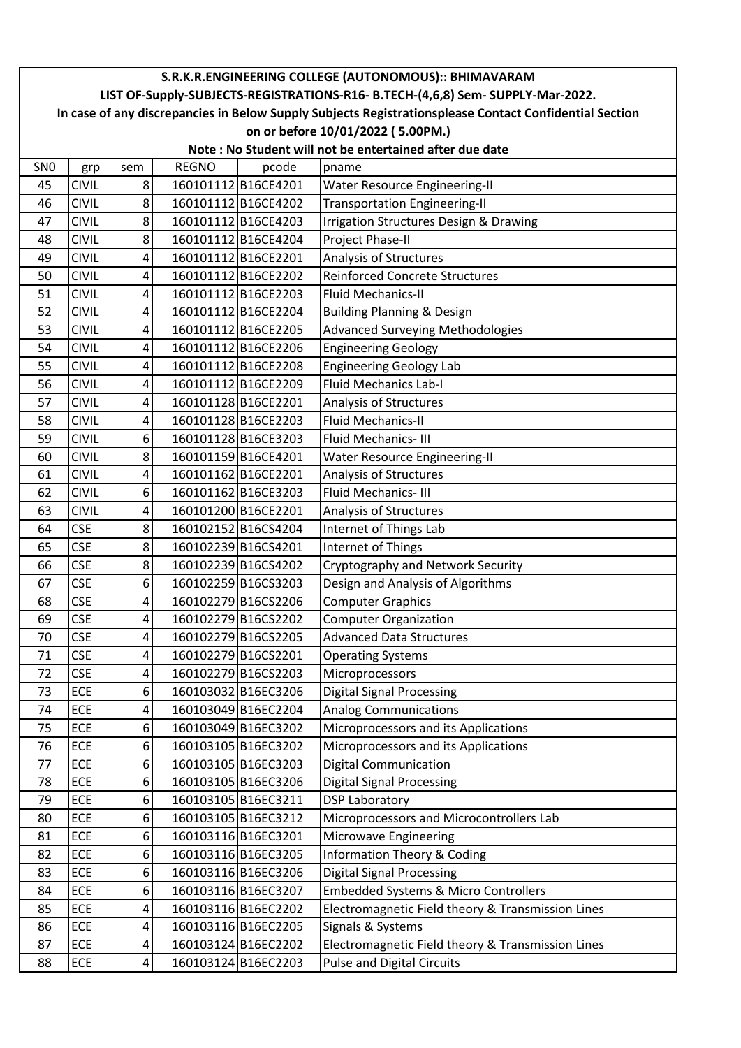**S.R.K.R.ENGINEERING COLLEGE (AUTONOMOUS):: BHIMAVARAM**

**LIST OF-Supply-SUBJECTS-REGISTRATIONS-R16- B.TECH-(4,6,8) Sem- SUPPLY-Mar-2022.**

**In case of any discrepancies in Below Supply Subjects Registrationsplease Contact Confidential Section on or before 10/01/2022 ( 5.00PM.)**

**Note : No Student will not be entertained after due date**

| SN0 | grp | sem | REGNO | pcode | pname |
|---|---|---|---|---|---|
| 45 | CIVIL | 8 | 160101112 | B16CE4201 | Water Resource Engineering-II |
| 46 | CIVIL | 8 | 160101112 | B16CE4202 | Transportation Engineering-II |
| 47 | CIVIL | 8 | 160101112 | B16CE4203 | Irrigation Structures Design & Drawing |
| 48 | CIVIL | 8 | 160101112 | B16CE4204 | Project Phase-II |
| 49 | CIVIL | 4 | 160101112 | B16CE2201 | Analysis of Structures |
| 50 | CIVIL | 4 | 160101112 | B16CE2202 | Reinforced Concrete Structures |
| 51 | CIVIL | 4 | 160101112 | B16CE2203 | Fluid Mechanics-II |
| 52 | CIVIL | 4 | 160101112 | B16CE2204 | Building Planning & Design |
| 53 | CIVIL | 4 | 160101112 | B16CE2205 | Advanced Surveying Methodologies |
| 54 | CIVIL | 4 | 160101112 | B16CE2206 | Engineering Geology |
| 55 | CIVIL | 4 | 160101112 | B16CE2208 | Engineering Geology Lab |
| 56 | CIVIL | 4 | 160101112 | B16CE2209 | Fluid Mechanics Lab-I |
| 57 | CIVIL | 4 | 160101128 | B16CE2201 | Analysis of Structures |
| 58 | CIVIL | 4 | 160101128 | B16CE2203 | Fluid Mechanics-II |
| 59 | CIVIL | 6 | 160101128 | B16CE3203 | Fluid Mechanics- III |
| 60 | CIVIL | 8 | 160101159 | B16CE4201 | Water Resource Engineering-II |
| 61 | CIVIL | 4 | 160101162 | B16CE2201 | Analysis of Structures |
| 62 | CIVIL | 6 | 160101162 | B16CE3203 | Fluid Mechanics- III |
| 63 | CIVIL | 4 | 160101200 | B16CE2201 | Analysis of Structures |
| 64 | CSE | 8 | 160102152 | B16CS4204 | Internet of Things Lab |
| 65 | CSE | 8 | 160102239 | B16CS4201 | Internet of Things |
| 66 | CSE | 8 | 160102239 | B16CS4202 | Cryptography and Network Security |
| 67 | CSE | 6 | 160102259 | B16CS3203 | Design and Analysis of Algorithms |
| 68 | CSE | 4 | 160102279 | B16CS2206 | Computer Graphics |
| 69 | CSE | 4 | 160102279 | B16CS2202 | Computer Organization |
| 70 | CSE | 4 | 160102279 | B16CS2205 | Advanced Data Structures |
| 71 | CSE | 4 | 160102279 | B16CS2201 | Operating Systems |
| 72 | CSE | 4 | 160102279 | B16CS2203 | Microprocessors |
| 73 | ECE | 6 | 160103032 | B16EC3206 | Digital Signal Processing |
| 74 | ECE | 4 | 160103049 | B16EC2204 | Analog Communications |
| 75 | ECE | 6 | 160103049 | B16EC3202 | Microprocessors and its Applications |
| 76 | ECE | 6 | 160103105 | B16EC3202 | Microprocessors and its Applications |
| 77 | ECE | 6 | 160103105 | B16EC3203 | Digital Communication |
| 78 | ECE | 6 | 160103105 | B16EC3206 | Digital Signal Processing |
| 79 | ECE | 6 | 160103105 | B16EC3211 | DSP Laboratory |
| 80 | ECE | 6 | 160103105 | B16EC3212 | Microprocessors and Microcontrollers Lab |
| 81 | ECE | 6 | 160103116 | B16EC3201 | Microwave Engineering |
| 82 | ECE | 6 | 160103116 | B16EC3205 | Information Theory & Coding |
| 83 | ECE | 6 | 160103116 | B16EC3206 | Digital Signal Processing |
| 84 | ECE | 6 | 160103116 | B16EC3207 | Embedded Systems & Micro Controllers |
| 85 | ECE | 4 | 160103116 | B16EC2202 | Electromagnetic Field theory & Transmission Lines |
| 86 | ECE | 4 | 160103116 | B16EC2205 | Signals & Systems |
| 87 | ECE | 4 | 160103124 | B16EC2202 | Electromagnetic Field theory & Transmission Lines |
| 88 | ECE | 4 | 160103124 | B16EC2203 | Pulse and Digital Circuits |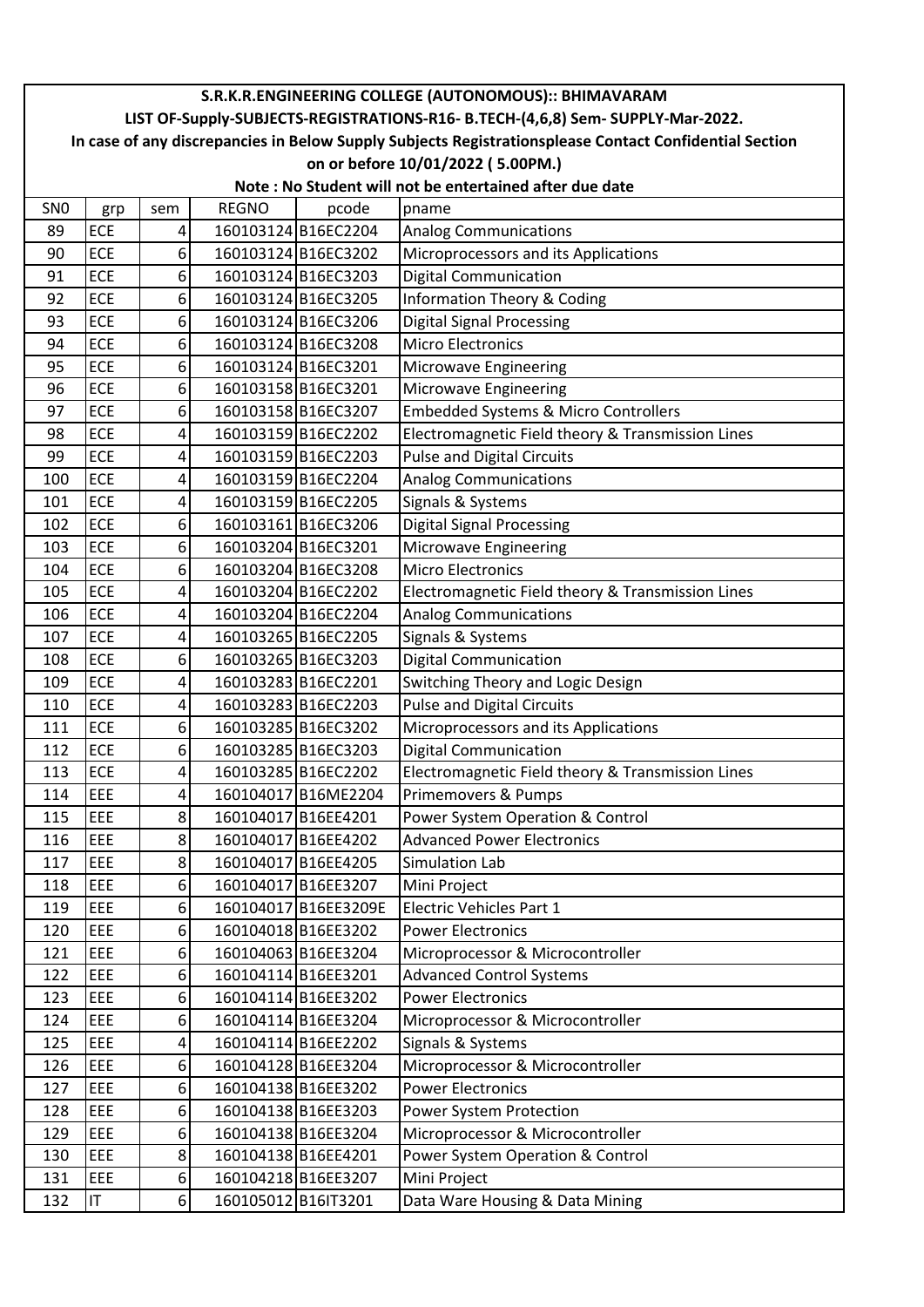# S.R.K.R.ENGINEERING COLLEGE (AUTONOMOUS):: BHIMAVARAM

## LIST OF-Supply-SUBJECTS-REGISTRATIONS-R16- B.TECH-(4,6,8) Sem- SUPPLY-Mar-2022.

**In case of any discrepancies in Below Supply Subjects Registrationsplease Contact Confidential Section on or before 10/01/2022 ( 5.00PM.)**

**Note : No Student will not be entertained after due date**

| SN0 | grp | sem | REGNO | pcode | pname |
|---|---|---|---|---|---|
| 89 | ECE | 4 | 160103124 | B16EC2204 | Analog Communications |
| 90 | ECE | 6 | 160103124 | B16EC3202 | Microprocessors and its Applications |
| 91 | ECE | 6 | 160103124 | B16EC3203 | Digital Communication |
| 92 | ECE | 6 | 160103124 | B16EC3205 | Information Theory & Coding |
| 93 | ECE | 6 | 160103124 | B16EC3206 | Digital Signal Processing |
| 94 | ECE | 6 | 160103124 | B16EC3208 | Micro Electronics |
| 95 | ECE | 6 | 160103124 | B16EC3201 | Microwave Engineering |
| 96 | ECE | 6 | 160103158 | B16EC3201 | Microwave Engineering |
| 97 | ECE | 6 | 160103158 | B16EC3207 | Embedded Systems & Micro Controllers |
| 98 | ECE | 4 | 160103159 | B16EC2202 | Electromagnetic Field theory & Transmission Lines |
| 99 | ECE | 4 | 160103159 | B16EC2203 | Pulse and Digital Circuits |
| 100 | ECE | 4 | 160103159 | B16EC2204 | Analog Communications |
| 101 | ECE | 4 | 160103159 | B16EC2205 | Signals & Systems |
| 102 | ECE | 6 | 160103161 | B16EC3206 | Digital Signal Processing |
| 103 | ECE | 6 | 160103204 | B16EC3201 | Microwave Engineering |
| 104 | ECE | 6 | 160103204 | B16EC3208 | Micro Electronics |
| 105 | ECE | 4 | 160103204 | B16EC2202 | Electromagnetic Field theory & Transmission Lines |
| 106 | ECE | 4 | 160103204 | B16EC2204 | Analog Communications |
| 107 | ECE | 4 | 160103265 | B16EC2205 | Signals & Systems |
| 108 | ECE | 6 | 160103265 | B16EC3203 | Digital Communication |
| 109 | ECE | 4 | 160103283 | B16EC2201 | Switching Theory and Logic Design |
| 110 | ECE | 4 | 160103283 | B16EC2203 | Pulse and Digital Circuits |
| 111 | ECE | 6 | 160103285 | B16EC3202 | Microprocessors and its Applications |
| 112 | ECE | 6 | 160103285 | B16EC3203 | Digital Communication |
| 113 | ECE | 4 | 160103285 | B16EC2202 | Electromagnetic Field theory & Transmission Lines |
| 114 | EEE | 4 | 160104017 | B16ME2204 | Primemovers & Pumps |
| 115 | EEE | 8 | 160104017 | B16EE4201 | Power System Operation & Control |
| 116 | EEE | 8 | 160104017 | B16EE4202 | Advanced Power Electronics |
| 117 | EEE | 8 | 160104017 | B16EE4205 | Simulation Lab |
| 118 | EEE | 6 | 160104017 | B16EE3207 | Mini Project |
| 119 | EEE | 6 | 160104017 | B16EE3209E | Electric Vehicles Part 1 |
| 120 | EEE | 6 | 160104018 | B16EE3202 | Power Electronics |
| 121 | EEE | 6 | 160104063 | B16EE3204 | Microprocessor & Microcontroller |
| 122 | EEE | 6 | 160104114 | B16EE3201 | Advanced Control Systems |
| 123 | EEE | 6 | 160104114 | B16EE3202 | Power Electronics |
| 124 | EEE | 6 | 160104114 | B16EE3204 | Microprocessor & Microcontroller |
| 125 | EEE | 4 | 160104114 | B16EE2202 | Signals & Systems |
| 126 | EEE | 6 | 160104128 | B16EE3204 | Microprocessor & Microcontroller |
| 127 | EEE | 6 | 160104138 | B16EE3202 | Power Electronics |
| 128 | EEE | 6 | 160104138 | B16EE3203 | Power System Protection |
| 129 | EEE | 6 | 160104138 | B16EE3204 | Microprocessor & Microcontroller |
| 130 | EEE | 8 | 160104138 | B16EE4201 | Power System Operation & Control |
| 131 | EEE | 6 | 160104218 | B16EE3207 | Mini Project |
| 132 | IT | 6 | 160105012 | B16IT3201 | Data Ware Housing & Data Mining |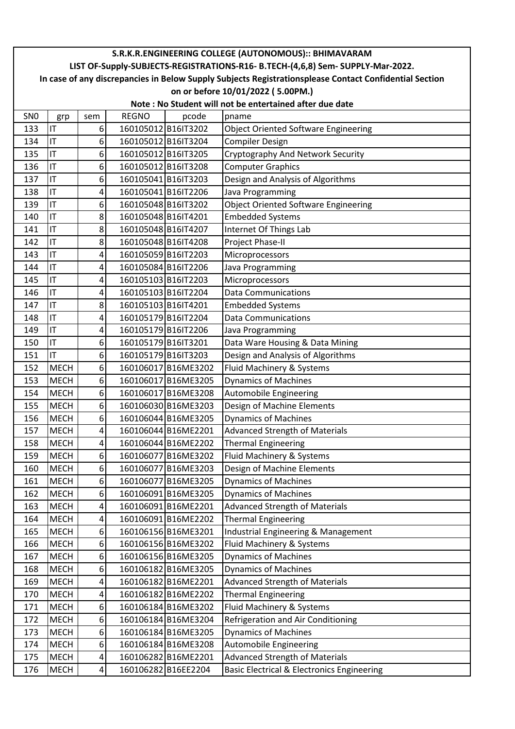**S.R.K.R.ENGINEERING COLLEGE (AUTONOMOUS):: BHIMAVARAM**

**LIST OF-Supply-SUBJECTS-REGISTRATIONS-R16- B.TECH-(4,6,8) Sem- SUPPLY-Mar-2022.**

**In case of any discrepancies in Below Supply Subjects Registrationsplease Contact Confidential Section on or before 10/01/2022 ( 5.00PM.)**

**Note : No Student will not be entertained after due date**

| SN0 | grp | sem | REGNO | pcode | pname |
|---|---|---|---|---|---|
| 133 | IT | 6 | 160105012 | B16IT3202 | Object Oriented Software Engineering |
| 134 | IT | 6 | 160105012 | B16IT3204 | Compiler Design |
| 135 | IT | 6 | 160105012 | B16IT3205 | Cryptography And Network Security |
| 136 | IT | 6 | 160105012 | B16IT3208 | Computer Graphics |
| 137 | IT | 6 | 160105041 | B16IT3203 | Design and Analysis of Algorithms |
| 138 | IT | 4 | 160105041 | B16IT2206 | Java Programming |
| 139 | IT | 6 | 160105048 | B16IT3202 | Object Oriented Software Engineering |
| 140 | IT | 8 | 160105048 | B16IT4201 | Embedded Systems |
| 141 | IT | 8 | 160105048 | B16IT4207 | Internet Of Things Lab |
| 142 | IT | 8 | 160105048 | B16IT4208 | Project Phase-II |
| 143 | IT | 4 | 160105059 | B16IT2203 | Microprocessors |
| 144 | IT | 4 | 160105084 | B16IT2206 | Java Programming |
| 145 | IT | 4 | 160105103 | B16IT2203 | Microprocessors |
| 146 | IT | 4 | 160105103 | B16IT2204 | Data Communications |
| 147 | IT | 8 | 160105103 | B16IT4201 | Embedded Systems |
| 148 | IT | 4 | 160105179 | B16IT2204 | Data Communications |
| 149 | IT | 4 | 160105179 | B16IT2206 | Java Programming |
| 150 | IT | 6 | 160105179 | B16IT3201 | Data Ware Housing & Data Mining |
| 151 | IT | 6 | 160105179 | B16IT3203 | Design and Analysis of Algorithms |
| 152 | MECH | 6 | 160106017 | B16ME3202 | Fluid Machinery & Systems |
| 153 | MECH | 6 | 160106017 | B16ME3205 | Dynamics of Machines |
| 154 | MECH | 6 | 160106017 | B16ME3208 | Automobile Engineering |
| 155 | MECH | 6 | 160106030 | B16ME3203 | Design of Machine Elements |
| 156 | MECH | 6 | 160106044 | B16ME3205 | Dynamics of Machines |
| 157 | MECH | 4 | 160106044 | B16ME2201 | Advanced Strength of Materials |
| 158 | MECH | 4 | 160106044 | B16ME2202 | Thermal Engineering |
| 159 | MECH | 6 | 160106077 | B16ME3202 | Fluid Machinery & Systems |
| 160 | MECH | 6 | 160106077 | B16ME3203 | Design of Machine Elements |
| 161 | MECH | 6 | 160106077 | B16ME3205 | Dynamics of Machines |
| 162 | MECH | 6 | 160106091 | B16ME3205 | Dynamics of Machines |
| 163 | MECH | 4 | 160106091 | B16ME2201 | Advanced Strength of Materials |
| 164 | MECH | 4 | 160106091 | B16ME2202 | Thermal Engineering |
| 165 | MECH | 6 | 160106156 | B16ME3201 | Industrial Engineering & Management |
| 166 | MECH | 6 | 160106156 | B16ME3202 | Fluid Machinery & Systems |
| 167 | MECH | 6 | 160106156 | B16ME3205 | Dynamics of Machines |
| 168 | MECH | 6 | 160106182 | B16ME3205 | Dynamics of Machines |
| 169 | MECH | 4 | 160106182 | B16ME2201 | Advanced Strength of Materials |
| 170 | MECH | 4 | 160106182 | B16ME2202 | Thermal Engineering |
| 171 | MECH | 6 | 160106184 | B16ME3202 | Fluid Machinery & Systems |
| 172 | MECH | 6 | 160106184 | B16ME3204 | Refrigeration and Air Conditioning |
| 173 | MECH | 6 | 160106184 | B16ME3205 | Dynamics of Machines |
| 174 | MECH | 6 | 160106184 | B16ME3208 | Automobile Engineering |
| 175 | MECH | 4 | 160106282 | B16ME2201 | Advanced Strength of Materials |
| 176 | MECH | 4 | 160106282 | B16EE2204 | Basic Electrical & Electronics Engineering |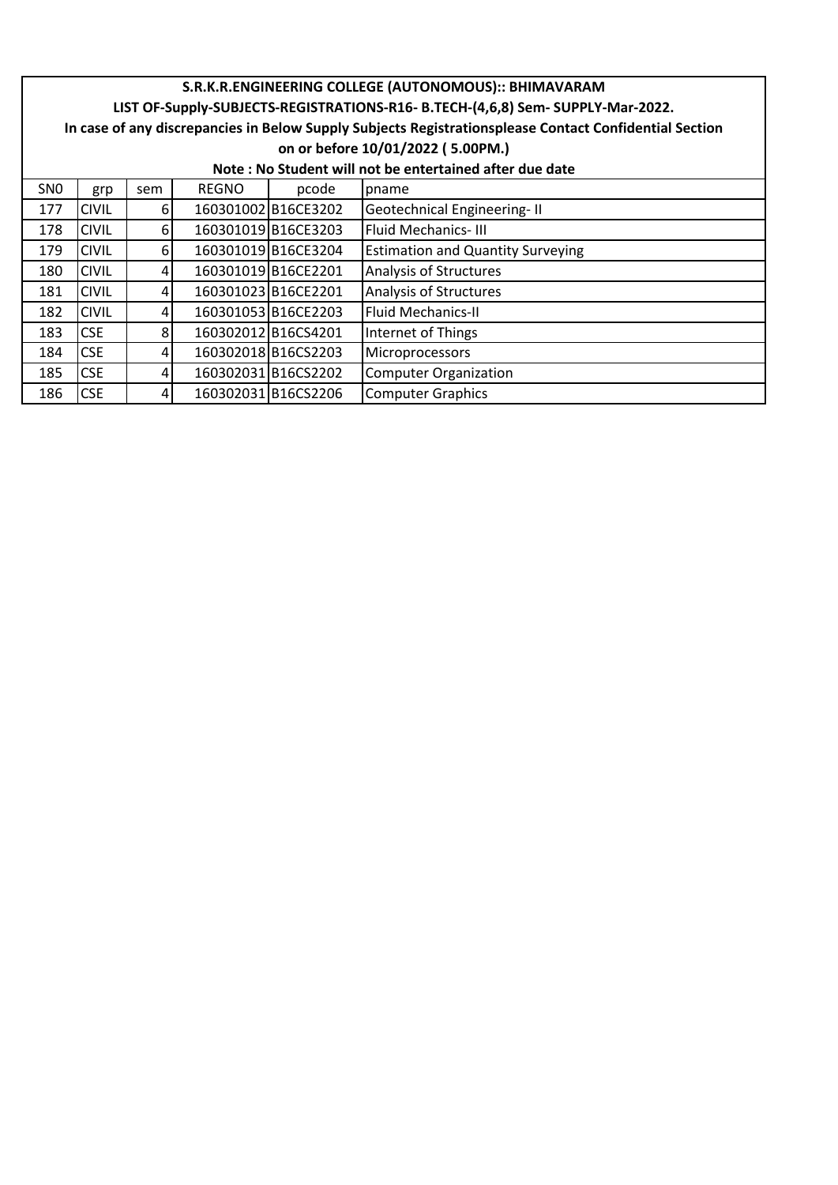**S.R.K.R.ENGINEERING COLLEGE (AUTONOMOUS):: BHIMAVARAM**

**LIST OF-Supply-SUBJECTS-REGISTRATIONS-R16- B.TECH-(4,6,8) Sem- SUPPLY-Mar-2022.**

**In case of any discrepancies in Below Supply Subjects Registrationsplease Contact Confidential Section on or before 10/01/2022 ( 5.00PM.)**

**Note : No Student will not be entertained after due date**

| SN0 | grp | sem | REGNO | pcode | pname |
|---|---|---|---|---|---|
| 177 | CIVIL | 6 | 160301002 | B16CE3202 | Geotechnical Engineering- II |
| 178 | CIVIL | 6 | 160301019 | B16CE3203 | Fluid Mechanics- III |
| 179 | CIVIL | 6 | 160301019 | B16CE3204 | Estimation and Quantity Surveying |
| 180 | CIVIL | 4 | 160301019 | B16CE2201 | Analysis of Structures |
| 181 | CIVIL | 4 | 160301023 | B16CE2201 | Analysis of Structures |
| 182 | CIVIL | 4 | 160301053 | B16CE2203 | Fluid Mechanics-II |
| 183 | CSE | 8 | 160302012 | B16CS4201 | Internet of Things |
| 184 | CSE | 4 | 160302018 | B16CS2203 | Microprocessors |
| 185 | CSE | 4 | 160302031 | B16CS2202 | Computer Organization |
| 186 | CSE | 4 | 160302031 | B16CS2206 | Computer Graphics |